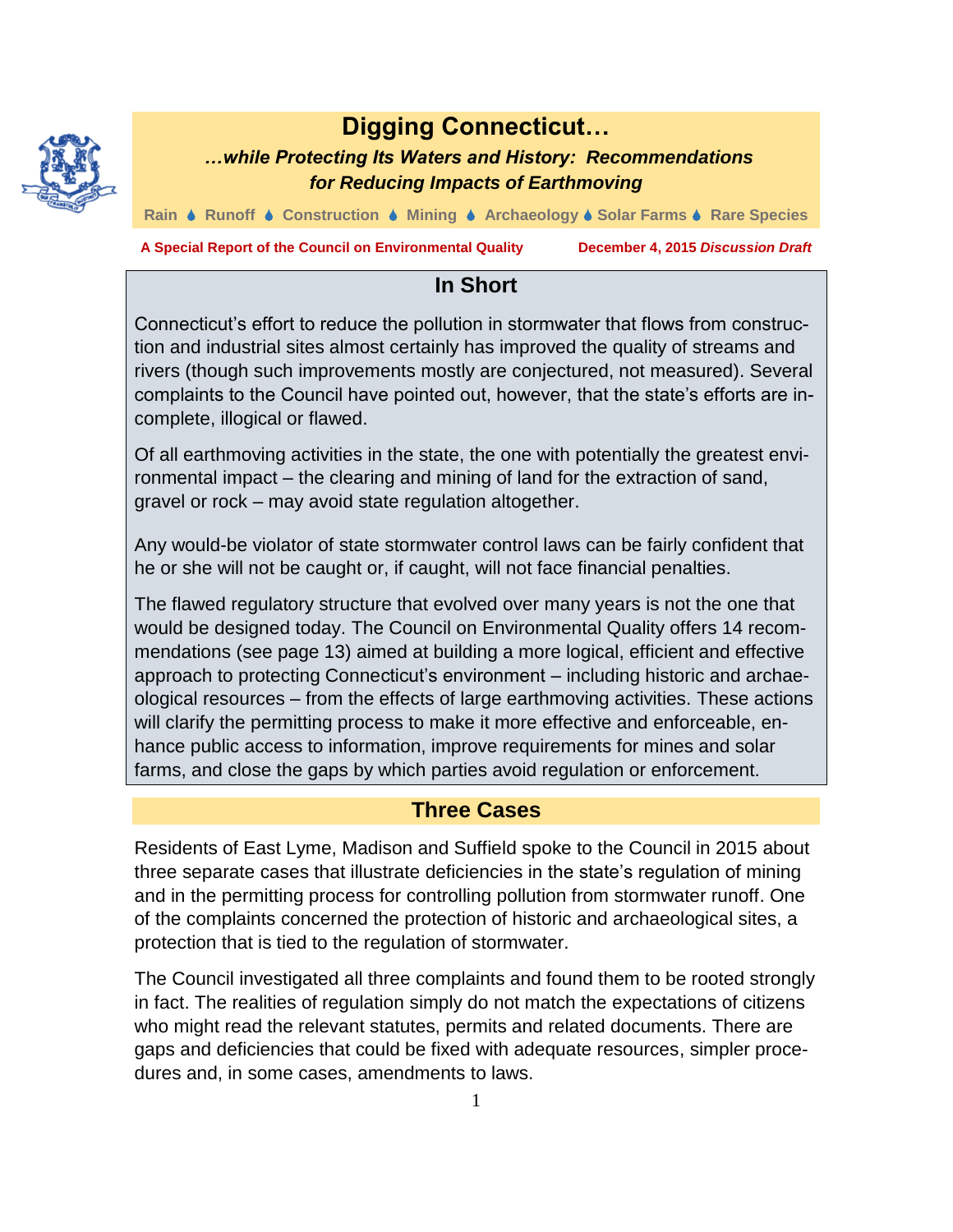# Digging Connecticut…

***…while Protecting Its Waters and History: Recommendations for Reducing Impacts of Earthmoving***

**Rain ♦ Runoff ♦ Construction ♦ Mining ♦ Archaeology ♦ Solar Farms ♦ Rare Species**

**A Special Report of the Council on Environmental Quality** **December 4, 2015** ***Discussion Draft***

## In Short

Connecticut's effort to reduce the pollution in stormwater that flows from construction and industrial sites almost certainly has improved the quality of streams and rivers (though such improvements mostly are conjectured, not measured). Several complaints to the Council have pointed out, however, that the state's efforts are incomplete, illogical or flawed.

Of all earthmoving activities in the state, the one with potentially the greatest environmental impact – the clearing and mining of land for the extraction of sand, gravel or rock – may avoid state regulation altogether.

Any would-be violator of state stormwater control laws can be fairly confident that he or she will not be caught or, if caught, will not face financial penalties.

The flawed regulatory structure that evolved over many years is not the one that would be designed today. The Council on Environmental Quality offers 14 recommendations (see page 13) aimed at building a more logical, efficient and effective approach to protecting Connecticut's environment – including historic and archaeological resources – from the effects of large earthmoving activities. These actions will clarify the permitting process to make it more effective and enforceable, enhance public access to information, improve requirements for mines and solar farms, and close the gaps by which parties avoid regulation or enforcement.

## Three Cases

Residents of East Lyme, Madison and Suffield spoke to the Council in 2015 about three separate cases that illustrate deficiencies in the state's regulation of mining and in the permitting process for controlling pollution from stormwater runoff. One of the complaints concerned the protection of historic and archaeological sites, a protection that is tied to the regulation of stormwater.

The Council investigated all three complaints and found them to be rooted strongly in fact. The realities of regulation simply do not match the expectations of citizens who might read the relevant statutes, permits and related documents. There are gaps and deficiencies that could be fixed with adequate resources, simpler procedures and, in some cases, amendments to laws.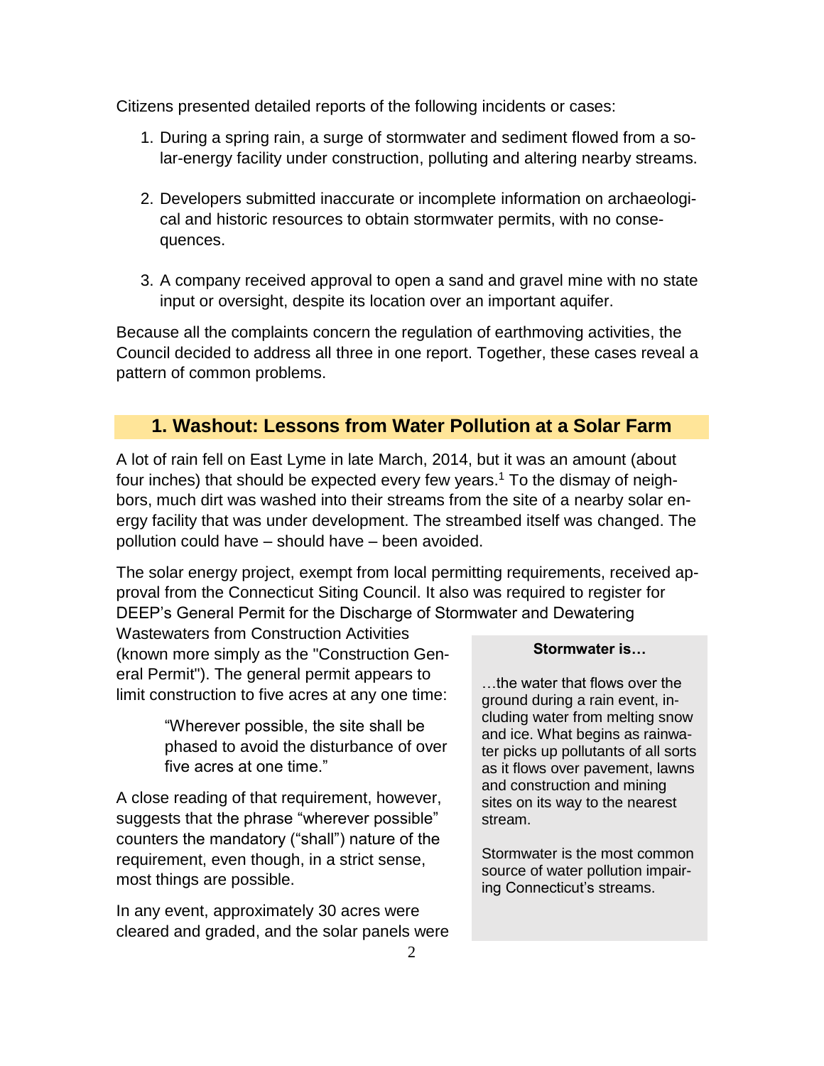Citizens presented detailed reports of the following incidents or cases:

1. During a spring rain, a surge of stormwater and sediment flowed from a solar-energy facility under construction, polluting and altering nearby streams.

2. Developers submitted inaccurate or incomplete information on archaeological and historic resources to obtain stormwater permits, with no consequences.

3. A company received approval to open a sand and gravel mine with no state input or oversight, despite its location over an important aquifer.

Because all the complaints concern the regulation of earthmoving activities, the Council decided to address all three in one report. Together, these cases reveal a pattern of common problems.

## 1. Washout: Lessons from Water Pollution at a Solar Farm

A lot of rain fell on East Lyme in late March, 2014, but it was an amount (about four inches) that should be expected every few years.[1] To the dismay of neighbors, much dirt was washed into their streams from the site of a solar energy facility that was under development. The streambed itself was changed. The pollution could have – should have – been avoided.

The solar energy project, exempt from local permitting requirements, received approval from the Connecticut Siting Council. It also was required to register for DEEP's General Permit for the Discharge of Stormwater and Dewatering Wastewaters from Construction Activities (known more simply as the "Construction General Permit"). The general permit appears to limit construction to five acres at any one time:

> "Wherever possible, the site shall be phased to avoid the disturbance of over five acres at one time."

A close reading of that requirement, however, suggests that the phrase "wherever possible" counters the mandatory ("shall") nature of the requirement, even though, in a strict sense, most things are possible.

In any event, approximately 30 acres were cleared and graded, and the solar panels were

**Stormwater is…**

…the water that flows over the ground during a rain event, including water from melting snow and ice. What begins as rainwater picks up pollutants of all sorts as it flows over pavement, lawns and construction and mining sites on its way to the nearest stream.

Stormwater is the most common source of water pollution impairing Connecticut's streams.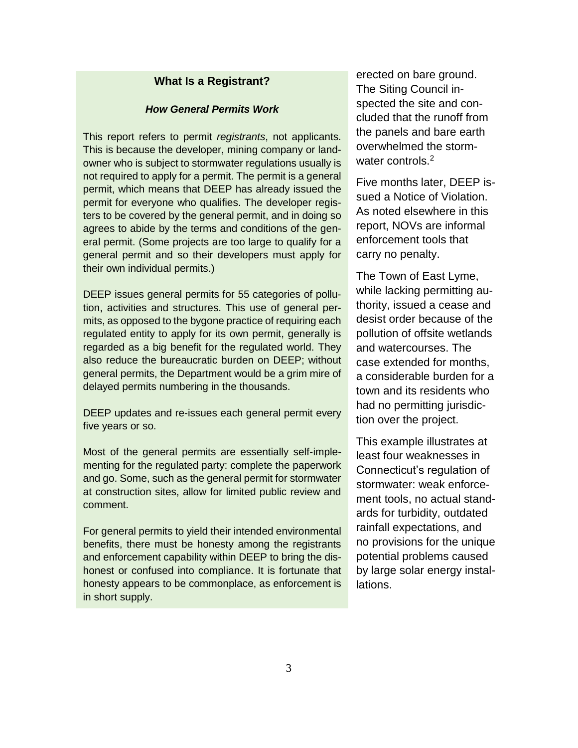### What Is a Registrant?

***How General Permits Work***

This report refers to permit *registrants*, not applicants. This is because the developer, mining company or landowner who is subject to stormwater regulations usually is not required to apply for a permit. The permit is a general permit, which means that DEEP has already issued the permit for everyone who qualifies. The developer registers to be covered by the general permit, and in doing so agrees to abide by the terms and conditions of the general permit. (Some projects are too large to qualify for a general permit and so their developers must apply for their own individual permits.)

DEEP issues general permits for 55 categories of pollution, activities and structures. This use of general permits, as opposed to the bygone practice of requiring each regulated entity to apply for its own permit, generally is regarded as a big benefit for the regulated world. They also reduce the bureaucratic burden on DEEP; without general permits, the Department would be a grim mire of delayed permits numbering in the thousands.

DEEP updates and re-issues each general permit every five years or so.

Most of the general permits are essentially self-implementing for the regulated party: complete the paperwork and go. Some, such as the general permit for stormwater at construction sites, allow for limited public review and comment.

For general permits to yield their intended environmental benefits, there must be honesty among the registrants and enforcement capability within DEEP to bring the dishonest or confused into compliance. It is fortunate that honesty appears to be commonplace, as enforcement is in short supply.

erected on bare ground. The Siting Council inspected the site and concluded that the runoff from the panels and bare earth overwhelmed the stormwater controls.[2]

Five months later, DEEP issued a Notice of Violation. As noted elsewhere in this report, NOVs are informal enforcement tools that carry no penalty.

The Town of East Lyme, while lacking permitting authority, issued a cease and desist order because of the pollution of offsite wetlands and watercourses. The case extended for months, a considerable burden for a town and its residents who had no permitting jurisdiction over the project.

This example illustrates at least four weaknesses in Connecticut's regulation of stormwater: weak enforcement tools, no actual standards for turbidity, outdated rainfall expectations, and no provisions for the unique potential problems caused by large solar energy installations.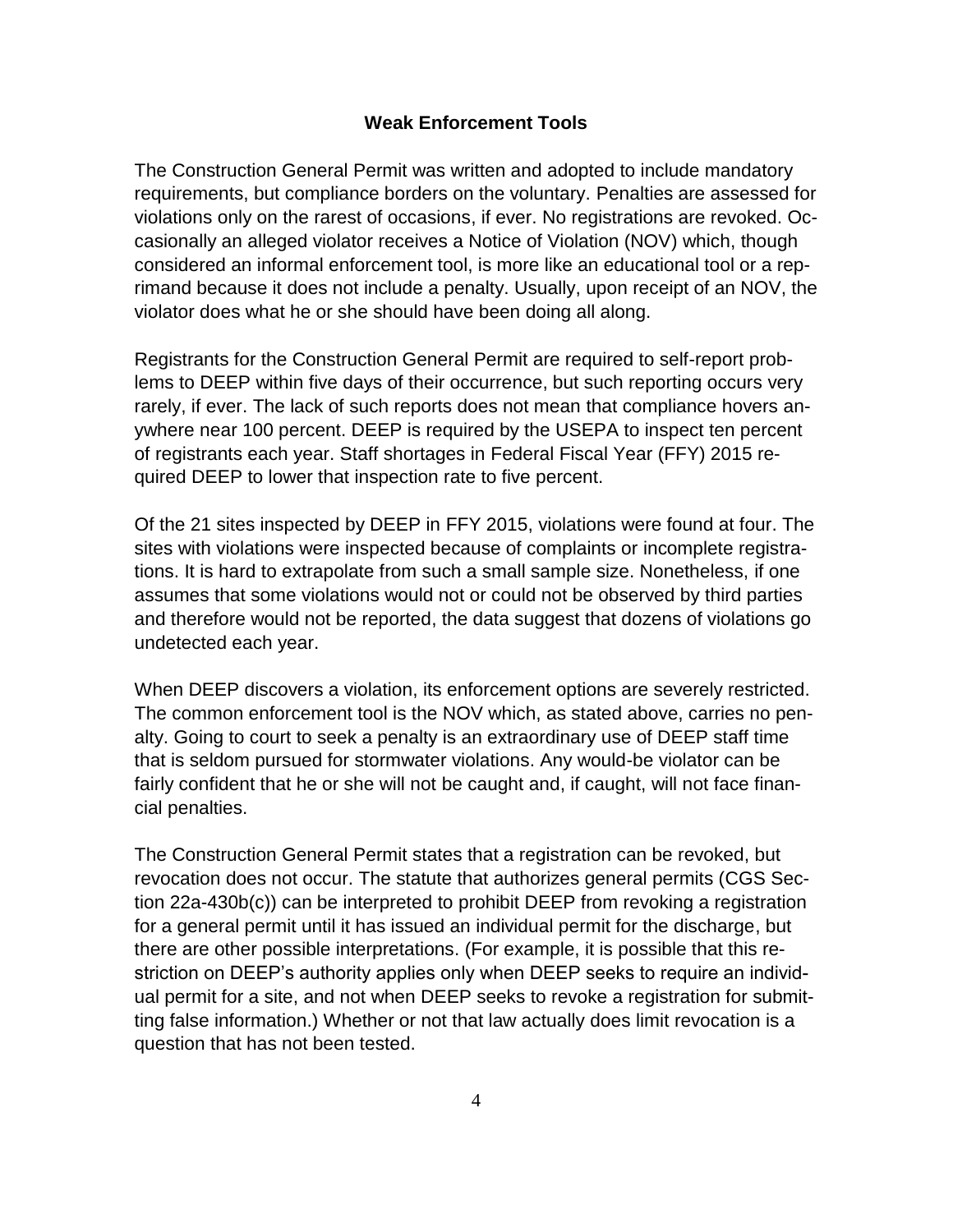## Weak Enforcement Tools

The Construction General Permit was written and adopted to include mandatory requirements, but compliance borders on the voluntary. Penalties are assessed for violations only on the rarest of occasions, if ever. No registrations are revoked. Occasionally an alleged violator receives a Notice of Violation (NOV) which, though considered an informal enforcement tool, is more like an educational tool or a reprimand because it does not include a penalty. Usually, upon receipt of an NOV, the violator does what he or she should have been doing all along.

Registrants for the Construction General Permit are required to self-report problems to DEEP within five days of their occurrence, but such reporting occurs very rarely, if ever. The lack of such reports does not mean that compliance hovers anywhere near 100 percent. DEEP is required by the USEPA to inspect ten percent of registrants each year. Staff shortages in Federal Fiscal Year (FFY) 2015 required DEEP to lower that inspection rate to five percent.

Of the 21 sites inspected by DEEP in FFY 2015, violations were found at four. The sites with violations were inspected because of complaints or incomplete registrations. It is hard to extrapolate from such a small sample size. Nonetheless, if one assumes that some violations would not or could not be observed by third parties and therefore would not be reported, the data suggest that dozens of violations go undetected each year.

When DEEP discovers a violation, its enforcement options are severely restricted. The common enforcement tool is the NOV which, as stated above, carries no penalty. Going to court to seek a penalty is an extraordinary use of DEEP staff time that is seldom pursued for stormwater violations. Any would-be violator can be fairly confident that he or she will not be caught and, if caught, will not face financial penalties.

The Construction General Permit states that a registration can be revoked, but revocation does not occur. The statute that authorizes general permits (CGS Section 22a-430b(c)) can be interpreted to prohibit DEEP from revoking a registration for a general permit until it has issued an individual permit for the discharge, but there are other possible interpretations. (For example, it is possible that this restriction on DEEP's authority applies only when DEEP seeks to require an individual permit for a site, and not when DEEP seeks to revoke a registration for submitting false information.) Whether or not that law actually does limit revocation is a question that has not been tested.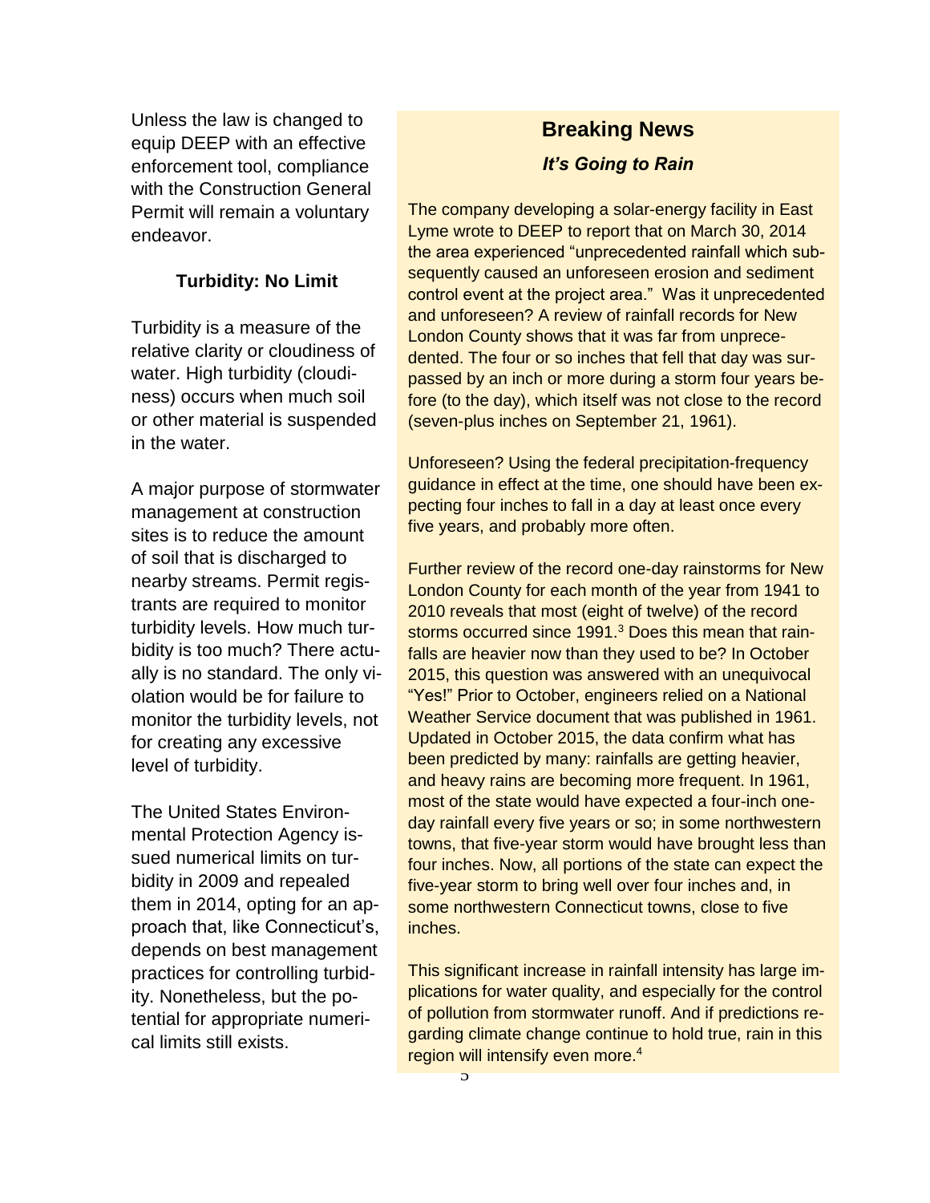Unless the law is changed to equip DEEP with an effective enforcement tool, compliance with the Construction General Permit will remain a voluntary endeavor.

### Turbidity: No Limit

Turbidity is a measure of the relative clarity or cloudiness of water. High turbidity (cloudiness) occurs when much soil or other material is suspended in the water.

A major purpose of stormwater management at construction sites is to reduce the amount of soil that is discharged to nearby streams. Permit registrants are required to monitor turbidity levels. How much turbidity is too much? There actually is no standard. The only violation would be for failure to monitor the turbidity levels, not for creating any excessive level of turbidity.

The United States Environmental Protection Agency issued numerical limits on turbidity in 2009 and repealed them in 2014, opting for an approach that, like Connecticut's, depends on best management practices for controlling turbidity. Nonetheless, but the potential for appropriate numerical limits still exists.

## Breaking News

### *It's Going to Rain*

The company developing a solar-energy facility in East Lyme wrote to DEEP to report that on March 30, 2014 the area experienced "unprecedented rainfall which subsequently caused an unforeseen erosion and sediment control event at the project area." Was it unprecedented and unforeseen? A review of rainfall records for New London County shows that it was far from unprecedented. The four or so inches that fell that day was surpassed by an inch or more during a storm four years before (to the day), which itself was not close to the record (seven-plus inches on September 21, 1961).

Unforeseen? Using the federal precipitation-frequency guidance in effect at the time, one should have been expecting four inches to fall in a day at least once every five years, and probably more often.

Further review of the record one-day rainstorms for New London County for each month of the year from 1941 to 2010 reveals that most (eight of twelve) of the record storms occurred since 1991.[3] Does this mean that rainfalls are heavier now than they used to be? In October 2015, this question was answered with an unequivocal "Yes!" Prior to October, engineers relied on a National Weather Service document that was published in 1961. Updated in October 2015, the data confirm what has been predicted by many: rainfalls are getting heavier, and heavy rains are becoming more frequent. In 1961, most of the state would have expected a four-inch one-day rainfall every five years or so; in some northwestern towns, that five-year storm would have brought less than four inches. Now, all portions of the state can expect the five-year storm to bring well over four inches and, in some northwestern Connecticut towns, close to five inches.

This significant increase in rainfall intensity has large implications for water quality, and especially for the control of pollution from stormwater runoff. And if predictions regarding climate change continue to hold true, rain in this region will intensify even more.[4]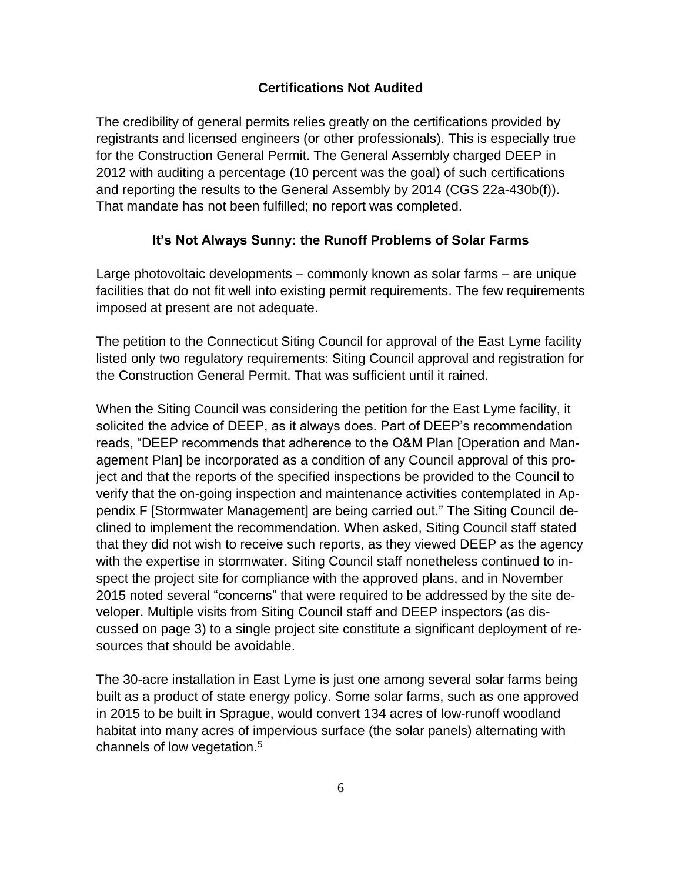## Certifications Not Audited

The credibility of general permits relies greatly on the certifications provided by registrants and licensed engineers (or other professionals). This is especially true for the Construction General Permit. The General Assembly charged DEEP in 2012 with auditing a percentage (10 percent was the goal) of such certifications and reporting the results to the General Assembly by 2014 (CGS 22a-430b(f)). That mandate has not been fulfilled; no report was completed.

## It's Not Always Sunny: the Runoff Problems of Solar Farms

Large photovoltaic developments – commonly known as solar farms – are unique facilities that do not fit well into existing permit requirements. The few requirements imposed at present are not adequate.

The petition to the Connecticut Siting Council for approval of the East Lyme facility listed only two regulatory requirements: Siting Council approval and registration for the Construction General Permit. That was sufficient until it rained.

When the Siting Council was considering the petition for the East Lyme facility, it solicited the advice of DEEP, as it always does. Part of DEEP's recommendation reads, "DEEP recommends that adherence to the O&M Plan [Operation and Management Plan] be incorporated as a condition of any Council approval of this project and that the reports of the specified inspections be provided to the Council to verify that the on-going inspection and maintenance activities contemplated in Appendix F [Stormwater Management] are being carried out." The Siting Council declined to implement the recommendation. When asked, Siting Council staff stated that they did not wish to receive such reports, as they viewed DEEP as the agency with the expertise in stormwater. Siting Council staff nonetheless continued to inspect the project site for compliance with the approved plans, and in November 2015 noted several "concerns" that were required to be addressed by the site developer. Multiple visits from Siting Council staff and DEEP inspectors (as discussed on page 3) to a single project site constitute a significant deployment of resources that should be avoidable.

The 30-acre installation in East Lyme is just one among several solar farms being built as a product of state energy policy. Some solar farms, such as one approved in 2015 to be built in Sprague, would convert 134 acres of low-runoff woodland habitat into many acres of impervious surface (the solar panels) alternating with channels of low vegetation.[5]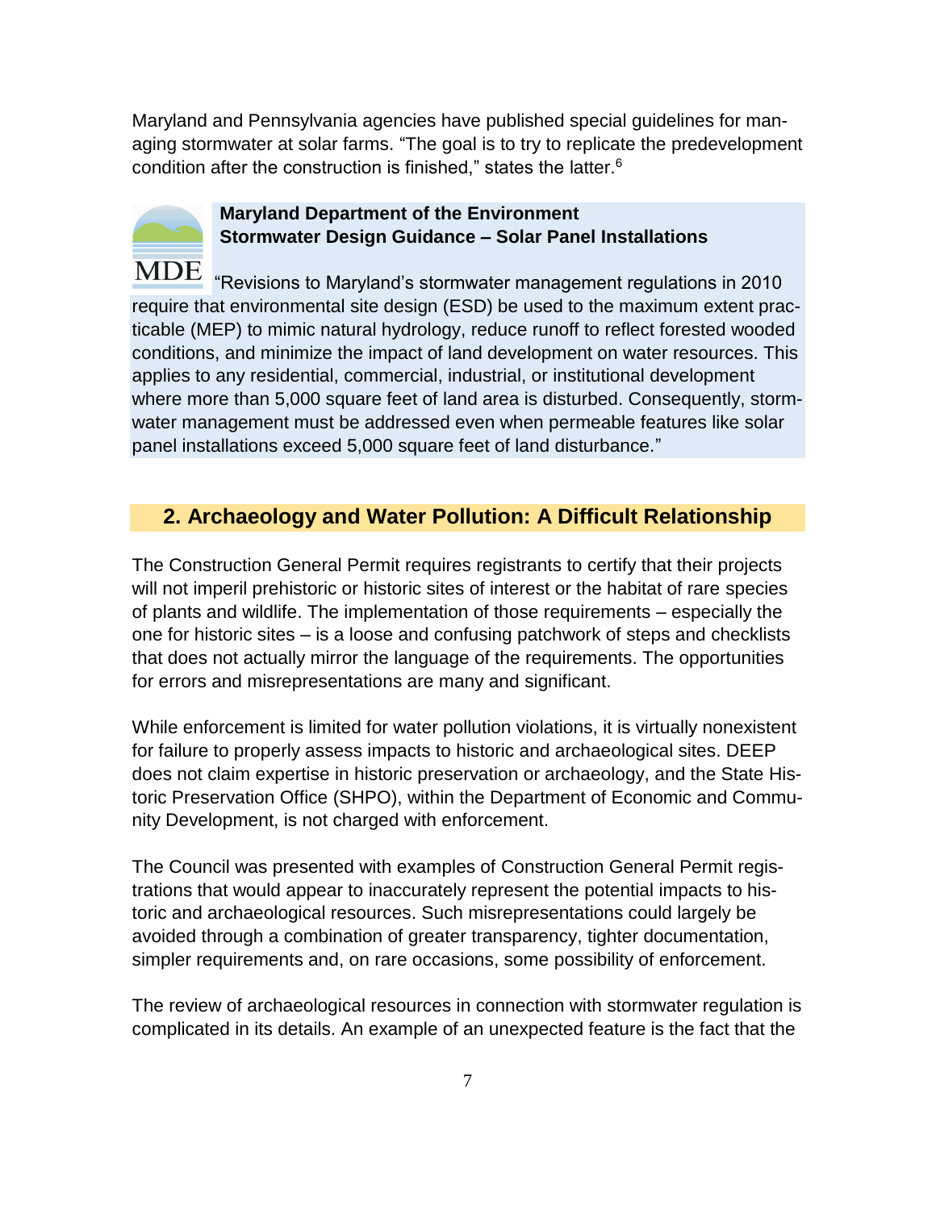Maryland and Pennsylvania agencies have published special guidelines for managing stormwater at solar farms. "The goal is to try to replicate the predevelopment condition after the construction is finished," states the latter.[6]

> **Maryland Department of the Environment**
> **Stormwater Design Guidance – Solar Panel Installations**
>
> "Revisions to Maryland's stormwater management regulations in 2010 require that environmental site design (ESD) be used to the maximum extent practicable (MEP) to mimic natural hydrology, reduce runoff to reflect forested wooded conditions, and minimize the impact of land development on water resources. This applies to any residential, commercial, industrial, or institutional development where more than 5,000 square feet of land area is disturbed. Consequently, stormwater management must be addressed even when permeable features like solar panel installations exceed 5,000 square feet of land disturbance."

## 2. Archaeology and Water Pollution: A Difficult Relationship

The Construction General Permit requires registrants to certify that their projects will not imperil prehistoric or historic sites of interest or the habitat of rare species of plants and wildlife. The implementation of those requirements – especially the one for historic sites – is a loose and confusing patchwork of steps and checklists that does not actually mirror the language of the requirements. The opportunities for errors and misrepresentations are many and significant.

While enforcement is limited for water pollution violations, it is virtually nonexistent for failure to properly assess impacts to historic and archaeological sites. DEEP does not claim expertise in historic preservation or archaeology, and the State Historic Preservation Office (SHPO), within the Department of Economic and Community Development, is not charged with enforcement.

The Council was presented with examples of Construction General Permit registrations that would appear to inaccurately represent the potential impacts to historic and archaeological resources. Such misrepresentations could largely be avoided through a combination of greater transparency, tighter documentation, simpler requirements and, on rare occasions, some possibility of enforcement.

The review of archaeological resources in connection with stormwater regulation is complicated in its details. An example of an unexpected feature is the fact that the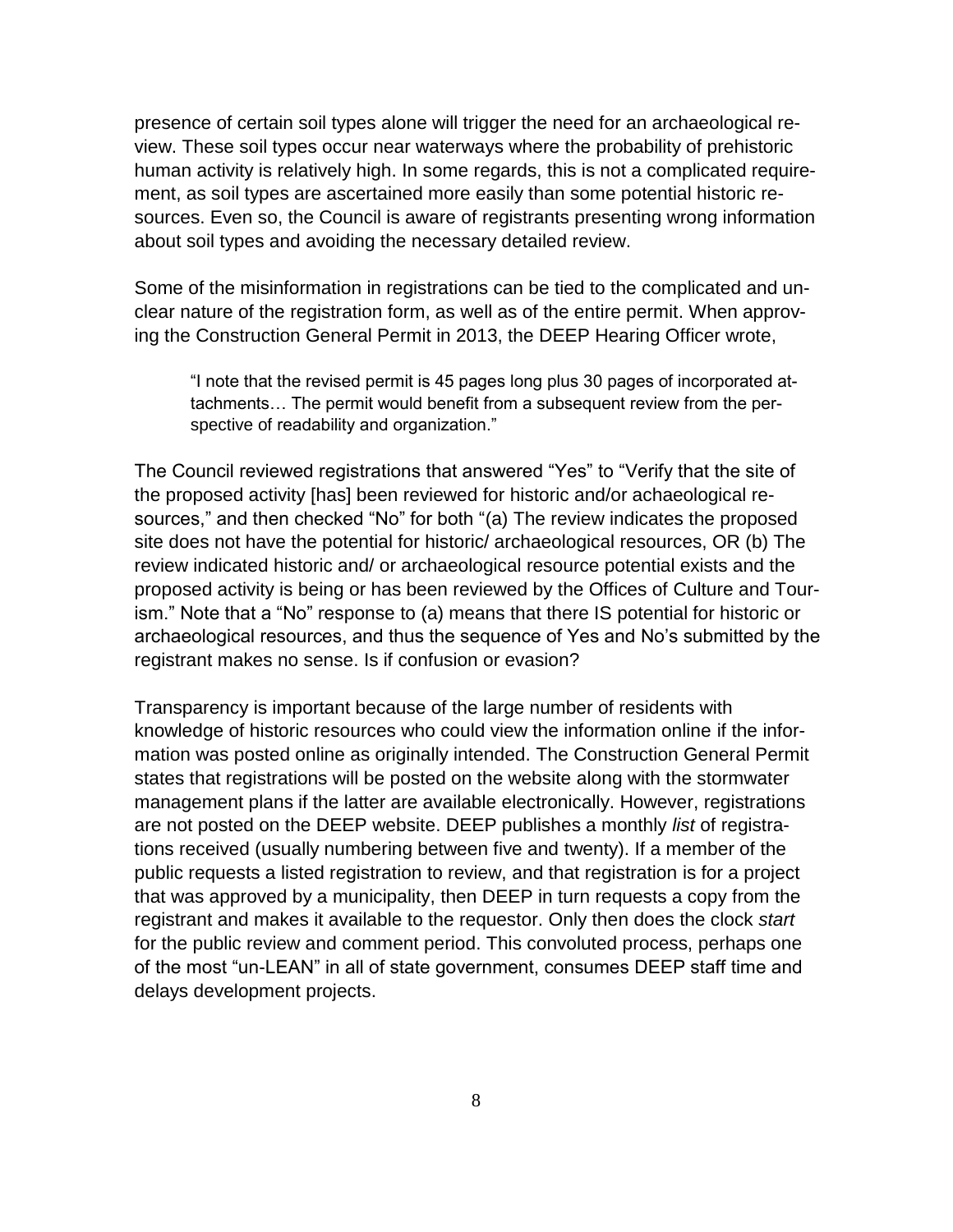presence of certain soil types alone will trigger the need for an archaeological review. These soil types occur near waterways where the probability of prehistoric human activity is relatively high. In some regards, this is not a complicated requirement, as soil types are ascertained more easily than some potential historic resources. Even so, the Council is aware of registrants presenting wrong information about soil types and avoiding the necessary detailed review.

Some of the misinformation in registrations can be tied to the complicated and unclear nature of the registration form, as well as of the entire permit. When approving the Construction General Permit in 2013, the DEEP Hearing Officer wrote,

> "I note that the revised permit is 45 pages long plus 30 pages of incorporated attachments… The permit would benefit from a subsequent review from the perspective of readability and organization."

The Council reviewed registrations that answered "Yes" to "Verify that the site of the proposed activity [has] been reviewed for historic and/or achaeological resources," and then checked "No" for both "(a) The review indicates the proposed site does not have the potential for historic/ archaeological resources, OR (b) The review indicated historic and/ or archaeological resource potential exists and the proposed activity is being or has been reviewed by the Offices of Culture and Tourism." Note that a "No" response to (a) means that there IS potential for historic or archaeological resources, and thus the sequence of Yes and No's submitted by the registrant makes no sense. Is if confusion or evasion?

Transparency is important because of the large number of residents with knowledge of historic resources who could view the information online if the information was posted online as originally intended. The Construction General Permit states that registrations will be posted on the website along with the stormwater management plans if the latter are available electronically. However, registrations are not posted on the DEEP website. DEEP publishes a monthly *list* of registrations received (usually numbering between five and twenty). If a member of the public requests a listed registration to review, and that registration is for a project that was approved by a municipality, then DEEP in turn requests a copy from the registrant and makes it available to the requestor. Only then does the clock *start* for the public review and comment period. This convoluted process, perhaps one of the most "un-LEAN" in all of state government, consumes DEEP staff time and delays development projects.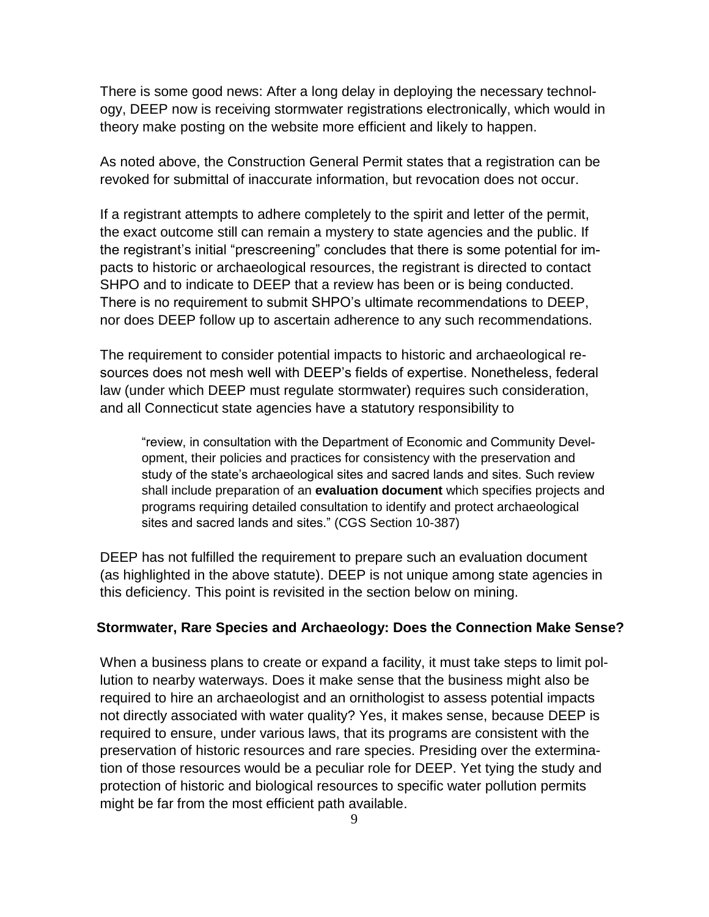There is some good news: After a long delay in deploying the necessary technology, DEEP now is receiving stormwater registrations electronically, which would in theory make posting on the website more efficient and likely to happen.

As noted above, the Construction General Permit states that a registration can be revoked for submittal of inaccurate information, but revocation does not occur.

If a registrant attempts to adhere completely to the spirit and letter of the permit, the exact outcome still can remain a mystery to state agencies and the public. If the registrant's initial "prescreening" concludes that there is some potential for impacts to historic or archaeological resources, the registrant is directed to contact SHPO and to indicate to DEEP that a review has been or is being conducted. There is no requirement to submit SHPO's ultimate recommendations to DEEP, nor does DEEP follow up to ascertain adherence to any such recommendations.

The requirement to consider potential impacts to historic and archaeological resources does not mesh well with DEEP's fields of expertise. Nonetheless, federal law (under which DEEP must regulate stormwater) requires such consideration, and all Connecticut state agencies have a statutory responsibility to

> "review, in consultation with the Department of Economic and Community Development, their policies and practices for consistency with the preservation and study of the state's archaeological sites and sacred lands and sites. Such review shall include preparation of an **evaluation document** which specifies projects and programs requiring detailed consultation to identify and protect archaeological sites and sacred lands and sites." (CGS Section 10-387)

DEEP has not fulfilled the requirement to prepare such an evaluation document (as highlighted in the above statute). DEEP is not unique among state agencies in this deficiency. This point is revisited in the section below on mining.

### Stormwater, Rare Species and Archaeology: Does the Connection Make Sense?

When a business plans to create or expand a facility, it must take steps to limit pollution to nearby waterways. Does it make sense that the business might also be required to hire an archaeologist and an ornithologist to assess potential impacts not directly associated with water quality? Yes, it makes sense, because DEEP is required to ensure, under various laws, that its programs are consistent with the preservation of historic resources and rare species. Presiding over the extermination of those resources would be a peculiar role for DEEP. Yet tying the study and protection of historic and biological resources to specific water pollution permits might be far from the most efficient path available.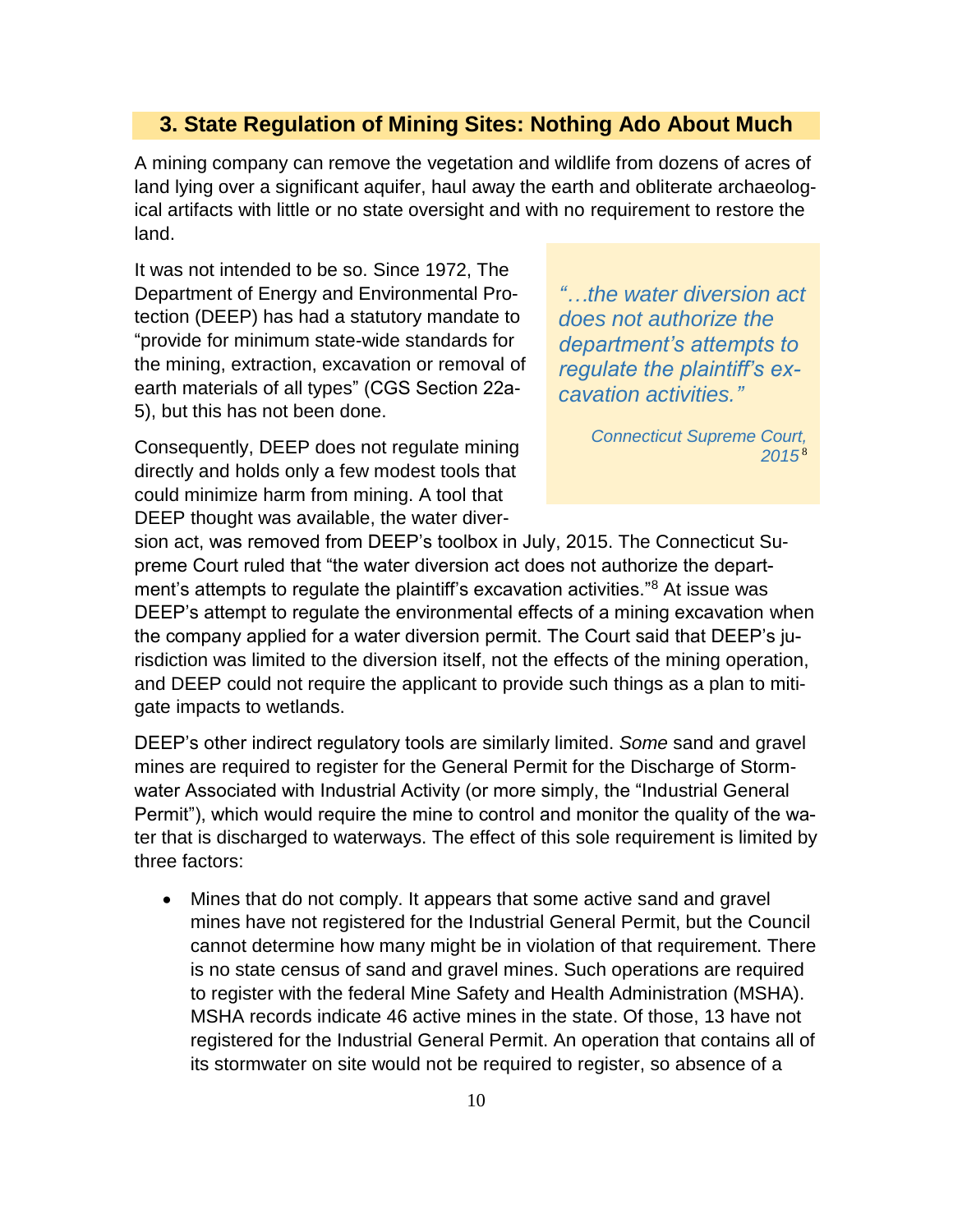## 3. State Regulation of Mining Sites: Nothing Ado About Much

A mining company can remove the vegetation and wildlife from dozens of acres of land lying over a significant aquifer, haul away the earth and obliterate archaeological artifacts with little or no state oversight and with no requirement to restore the land.

It was not intended to be so. Since 1972, The Department of Energy and Environmental Protection (DEEP) has had a statutory mandate to "provide for minimum state-wide standards for the mining, extraction, excavation or removal of earth materials of all types" (CGS Section 22a-5), but this has not been done.

> *"…the water diversion act does not authorize the department's attempts to regulate the plaintiff's excavation activities."*
>
> *Connecticut Supreme Court, 2015*[8]

Consequently, DEEP does not regulate mining directly and holds only a few modest tools that could minimize harm from mining. A tool that DEEP thought was available, the water diversion act, was removed from DEEP's toolbox in July, 2015. The Connecticut Supreme Court ruled that "the water diversion act does not authorize the department's attempts to regulate the plaintiff's excavation activities."[8] At issue was DEEP's attempt to regulate the environmental effects of a mining excavation when the company applied for a water diversion permit. The Court said that DEEP's jurisdiction was limited to the diversion itself, not the effects of the mining operation, and DEEP could not require the applicant to provide such things as a plan to mitigate impacts to wetlands.

DEEP's other indirect regulatory tools are similarly limited. *Some* sand and gravel mines are required to register for the General Permit for the Discharge of Stormwater Associated with Industrial Activity (or more simply, the "Industrial General Permit"), which would require the mine to control and monitor the quality of the water that is discharged to waterways. The effect of this sole requirement is limited by three factors:

- Mines that do not comply. It appears that some active sand and gravel mines have not registered for the Industrial General Permit, but the Council cannot determine how many might be in violation of that requirement. There is no state census of sand and gravel mines. Such operations are required to register with the federal Mine Safety and Health Administration (MSHA). MSHA records indicate 46 active mines in the state. Of those, 13 have not registered for the Industrial General Permit. An operation that contains all of its stormwater on site would not be required to register, so absence of a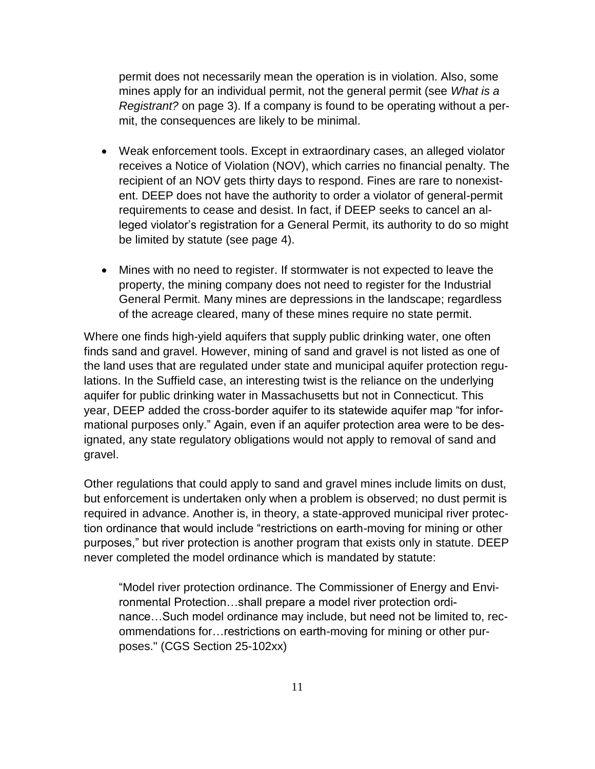permit does not necessarily mean the operation is in violation. Also, some mines apply for an individual permit, not the general permit (see *What is a Registrant?* on page 3). If a company is found to be operating without a permit, the consequences are likely to be minimal.

- Weak enforcement tools. Except in extraordinary cases, an alleged violator receives a Notice of Violation (NOV), which carries no financial penalty. The recipient of an NOV gets thirty days to respond. Fines are rare to nonexistent. DEEP does not have the authority to order a violator of general-permit requirements to cease and desist. In fact, if DEEP seeks to cancel an alleged violator's registration for a General Permit, its authority to do so might be limited by statute (see page 4).

- Mines with no need to register. If stormwater is not expected to leave the property, the mining company does not need to register for the Industrial General Permit. Many mines are depressions in the landscape; regardless of the acreage cleared, many of these mines require no state permit.

Where one finds high-yield aquifers that supply public drinking water, one often finds sand and gravel. However, mining of sand and gravel is not listed as one of the land uses that are regulated under state and municipal aquifer protection regulations. In the Suffield case, an interesting twist is the reliance on the underlying aquifer for public drinking water in Massachusetts but not in Connecticut. This year, DEEP added the cross-border aquifer to its statewide aquifer map "for informational purposes only." Again, even if an aquifer protection area were to be designated, any state regulatory obligations would not apply to removal of sand and gravel.

Other regulations that could apply to sand and gravel mines include limits on dust, but enforcement is undertaken only when a problem is observed; no dust permit is required in advance. Another is, in theory, a state-approved municipal river protection ordinance that would include "restrictions on earth-moving for mining or other purposes," but river protection is another program that exists only in statute. DEEP never completed the model ordinance which is mandated by statute:

> "Model river protection ordinance. The Commissioner of Energy and Environmental Protection…shall prepare a model river protection ordinance…Such model ordinance may include, but need not be limited to, recommendations for…restrictions on earth-moving for mining or other purposes." (CGS Section 25-102xx)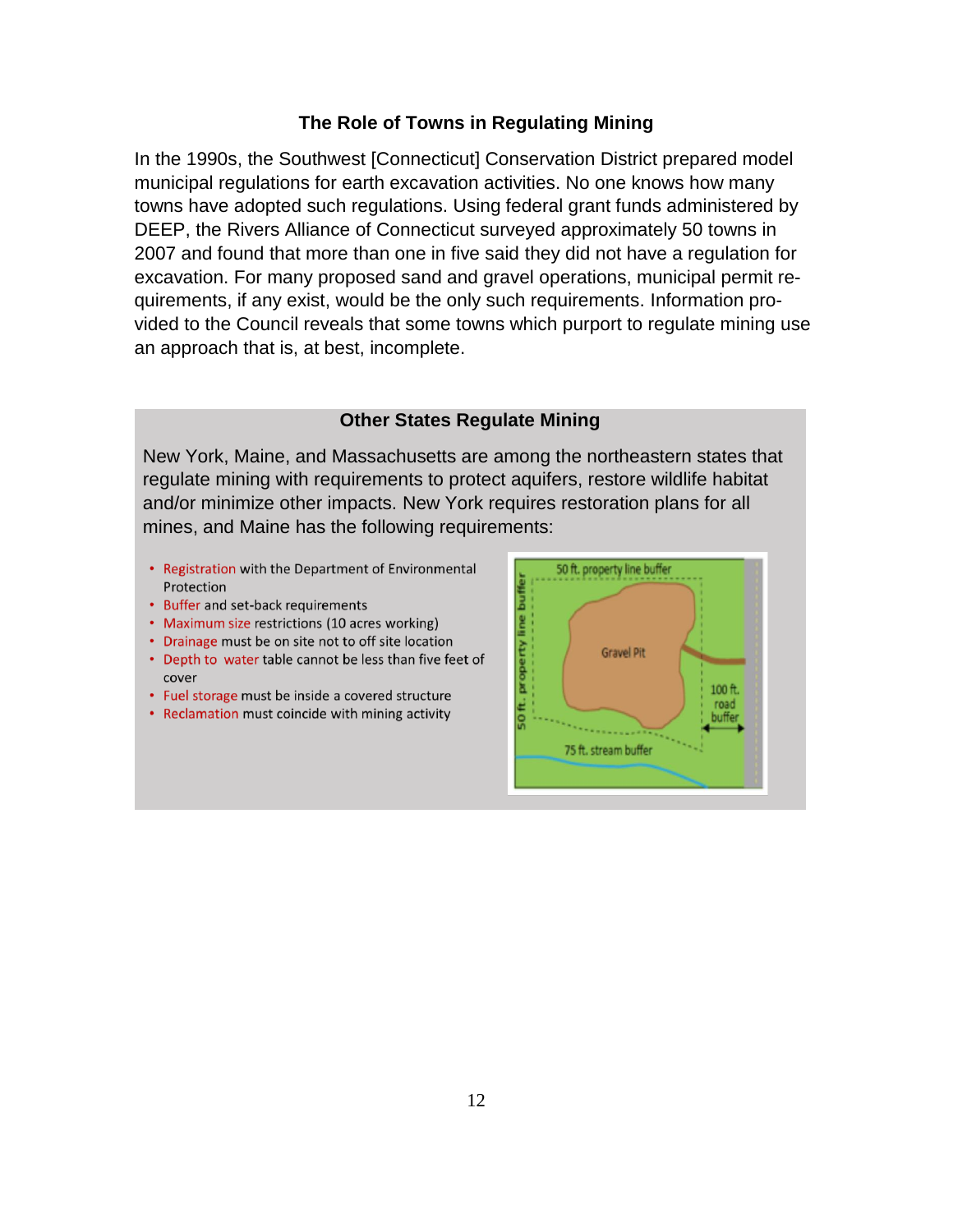### The Role of Towns in Regulating Mining

In the 1990s, the Southwest [Connecticut] Conservation District prepared model municipal regulations for earth excavation activities. No one knows how many towns have adopted such regulations. Using federal grant funds administered by DEEP, the Rivers Alliance of Connecticut surveyed approximately 50 towns in 2007 and found that more than one in five said they did not have a regulation for excavation. For many proposed sand and gravel operations, municipal permit requirements, if any exist, would be the only such requirements. Information provided to the Council reveals that some towns which purport to regulate mining use an approach that is, at best, incomplete.

### Other States Regulate Mining

New York, Maine, and Massachusetts are among the northeastern states that regulate mining with requirements to protect aquifers, restore wildlife habitat and/or minimize other impacts. New York requires restoration plans for all mines, and Maine has the following requirements:

- Registration with the Department of Environmental Protection
- Buffer and set-back requirements
- Maximum size restrictions (10 acres working)
- Drainage must be on site not to off site location
- Depth to water table cannot be less than five feet of cover
- Fuel storage must be inside a covered structure
- Reclamation must coincide with mining activity

50 ft. property line buffer

50 ft. property line buffer

Gravel Pit

100 ft. road buffer

75 ft. stream buffer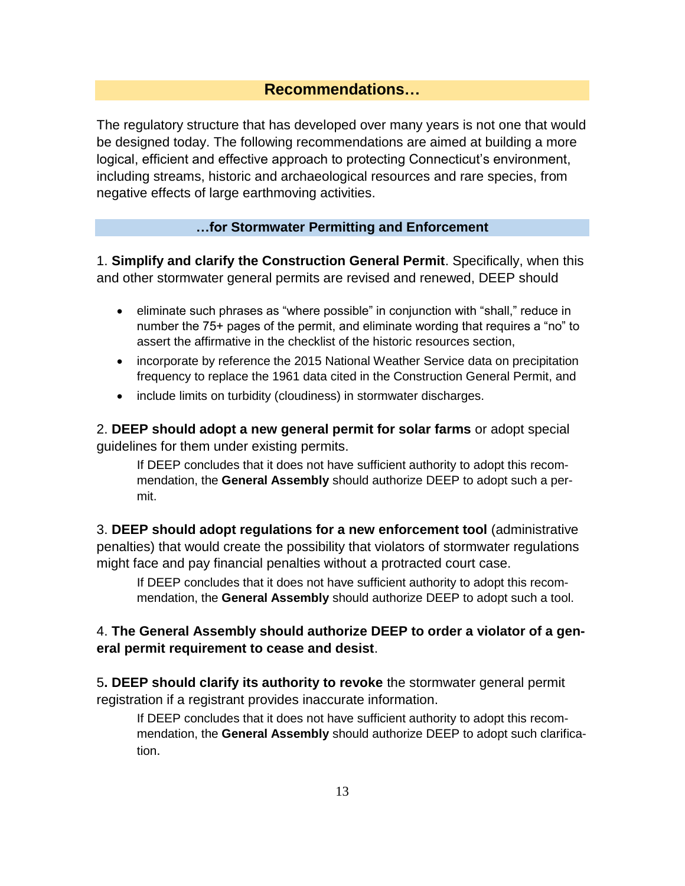## Recommendations…

The regulatory structure that has developed over many years is not one that would be designed today. The following recommendations are aimed at building a more logical, efficient and effective approach to protecting Connecticut's environment, including streams, historic and archaeological resources and rare species, from negative effects of large earthmoving activities.

### …for Stormwater Permitting and Enforcement

1. **Simplify and clarify the Construction General Permit**. Specifically, when this and other stormwater general permits are revised and renewed, DEEP should

- eliminate such phrases as "where possible" in conjunction with "shall," reduce in number the 75+ pages of the permit, and eliminate wording that requires a "no" to assert the affirmative in the checklist of the historic resources section,
- incorporate by reference the 2015 National Weather Service data on precipitation frequency to replace the 1961 data cited in the Construction General Permit, and
- include limits on turbidity (cloudiness) in stormwater discharges.

2. **DEEP should adopt a new general permit for solar farms** or adopt special guidelines for them under existing permits.

   If DEEP concludes that it does not have sufficient authority to adopt this recommendation, the **General Assembly** should authorize DEEP to adopt such a permit.

3. **DEEP should adopt regulations for a new enforcement tool** (administrative penalties) that would create the possibility that violators of stormwater regulations might face and pay financial penalties without a protracted court case.

   If DEEP concludes that it does not have sufficient authority to adopt this recommendation, the **General Assembly** should authorize DEEP to adopt such a tool.

4. **The General Assembly should authorize DEEP to order a violator of a general permit requirement to cease and desist**.

5**. DEEP should clarify its authority to revoke** the stormwater general permit registration if a registrant provides inaccurate information.

   If DEEP concludes that it does not have sufficient authority to adopt this recommendation, the **General Assembly** should authorize DEEP to adopt such clarification.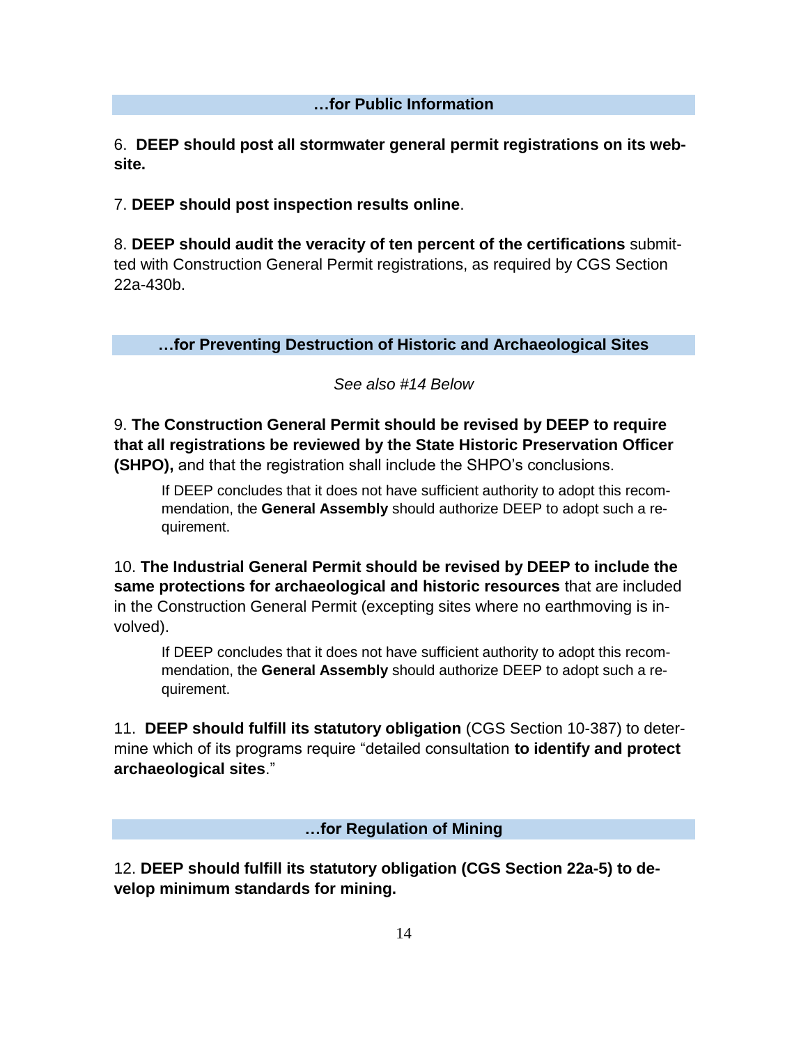### …for Public Information

6. **DEEP should post all stormwater general permit registrations on its website.**

7. **DEEP should post inspection results online**.

8. **DEEP should audit the veracity of ten percent of the certifications** submitted with Construction General Permit registrations, as required by CGS Section 22a-430b.

### …for Preventing Destruction of Historic and Archaeological Sites

*See also #14 Below*

9. **The Construction General Permit should be revised by DEEP to require that all registrations be reviewed by the State Historic Preservation Officer (SHPO),** and that the registration shall include the SHPO's conclusions.

> If DEEP concludes that it does not have sufficient authority to adopt this recommendation, the **General Assembly** should authorize DEEP to adopt such a requirement.

10. **The Industrial General Permit should be revised by DEEP to include the same protections for archaeological and historic resources** that are included in the Construction General Permit (excepting sites where no earthmoving is involved).

> If DEEP concludes that it does not have sufficient authority to adopt this recommendation, the **General Assembly** should authorize DEEP to adopt such a requirement.

11. **DEEP should fulfill its statutory obligation** (CGS Section 10-387) to determine which of its programs require "detailed consultation **to identify and protect archaeological sites**."

### …for Regulation of Mining

12. **DEEP should fulfill its statutory obligation (CGS Section 22a-5) to develop minimum standards for mining.**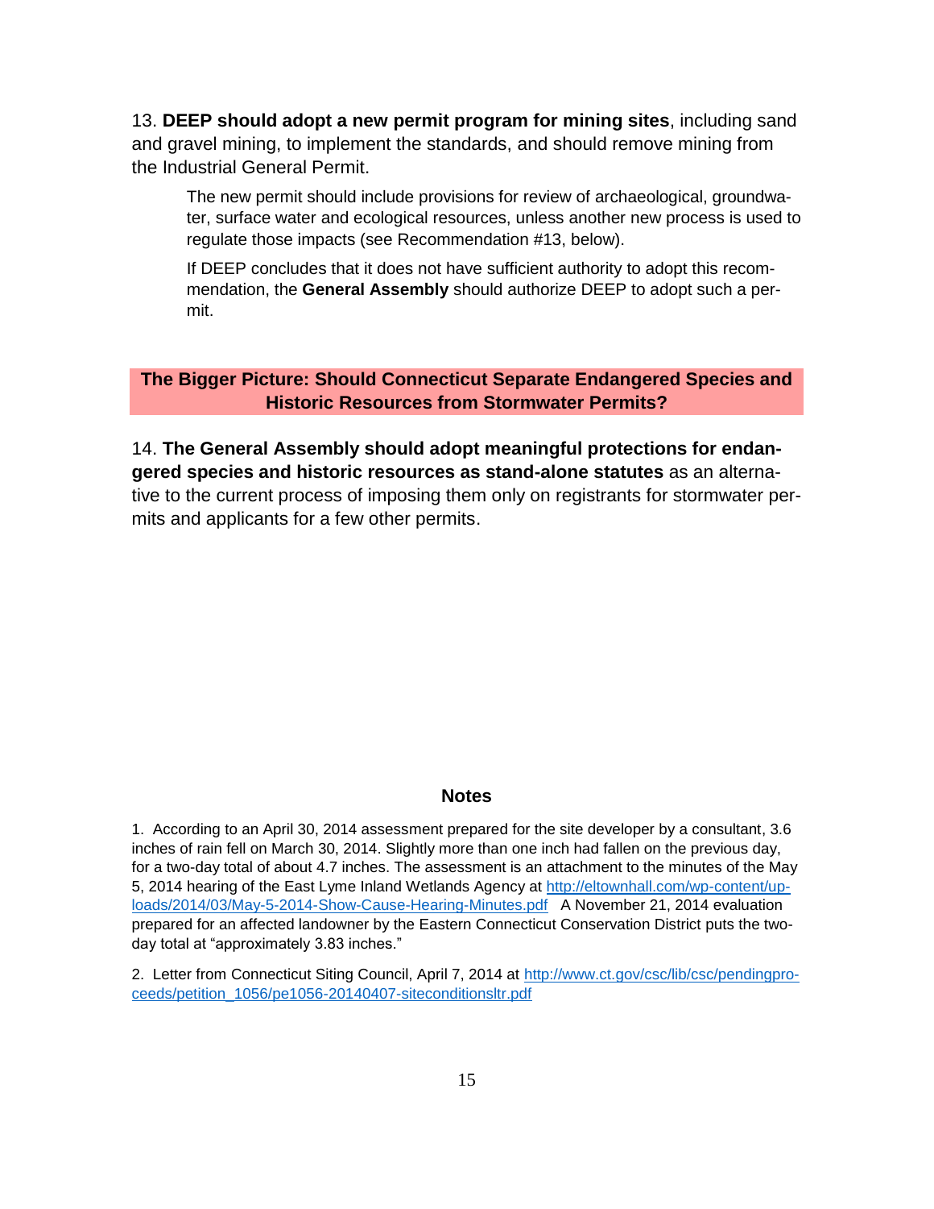13. **DEEP should adopt a new permit program for mining sites**, including sand and gravel mining, to implement the standards, and should remove mining from the Industrial General Permit.

> The new permit should include provisions for review of archaeological, groundwater, surface water and ecological resources, unless another new process is used to regulate those impacts (see Recommendation #13, below).
>
> If DEEP concludes that it does not have sufficient authority to adopt this recommendation, the **General Assembly** should authorize DEEP to adopt such a permit.

## The Bigger Picture: Should Connecticut Separate Endangered Species and Historic Resources from Stormwater Permits?

14. **The General Assembly should adopt meaningful protections for endangered species and historic resources as stand-alone statutes** as an alternative to the current process of imposing them only on registrants for stormwater permits and applicants for a few other permits.

### Notes

1. According to an April 30, 2014 assessment prepared for the site developer by a consultant, 3.6 inches of rain fell on March 30, 2014. Slightly more than one inch had fallen on the previous day, for a two-day total of about 4.7 inches. The assessment is an attachment to the minutes of the May 5, 2014 hearing of the East Lyme Inland Wetlands Agency at http://eltownhall.com/wp-content/uploads/2014/03/May-5-2014-Show-Cause-Hearing-Minutes.pdf A November 21, 2014 evaluation prepared for an affected landowner by the Eastern Connecticut Conservation District puts the two-day total at "approximately 3.83 inches."

2. Letter from Connecticut Siting Council, April 7, 2014 at http://www.ct.gov/csc/lib/csc/pendingproceeds/petition_1056/pe1056-20140407-siteconditionsltr.pdf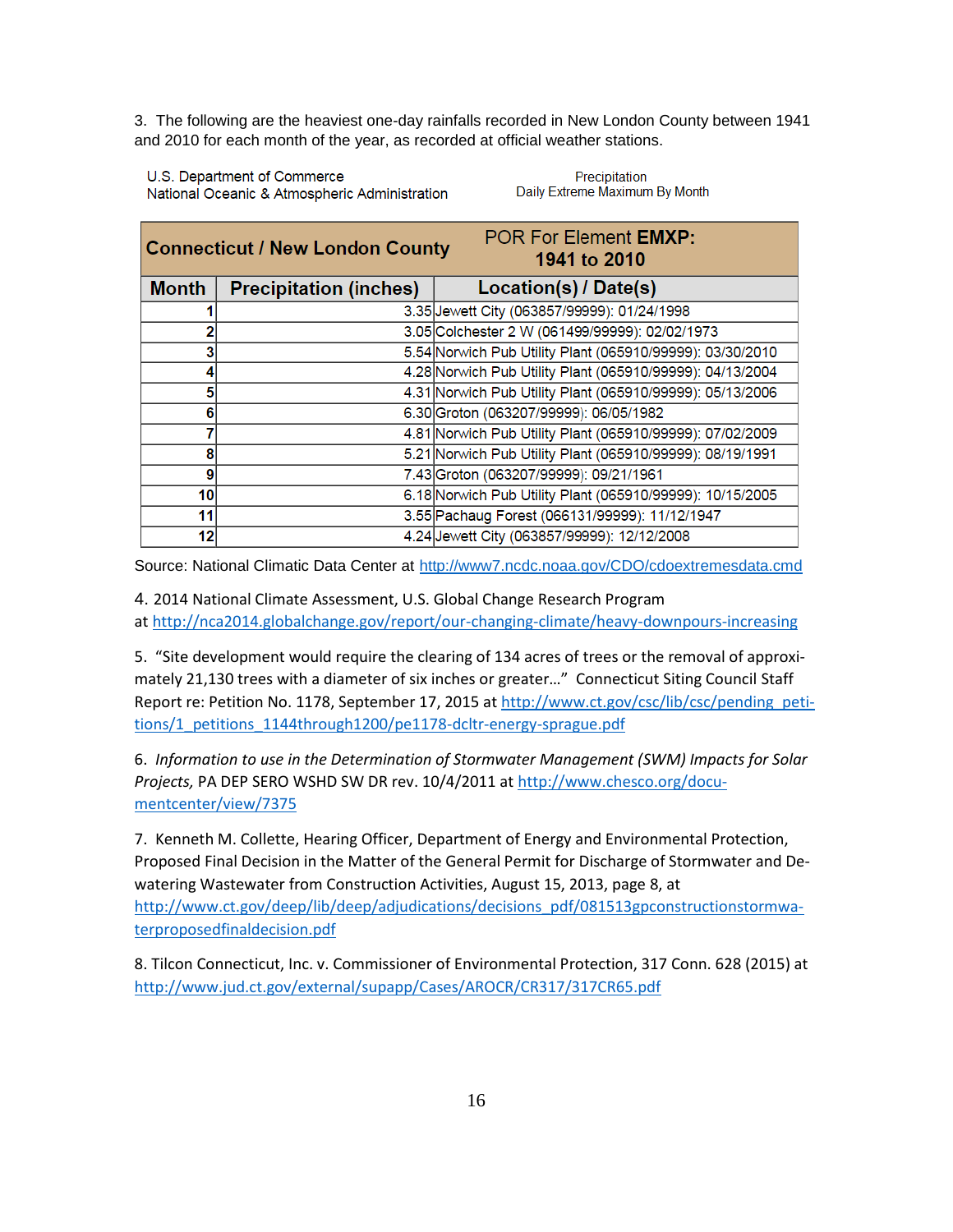3. The following are the heaviest one-day rainfalls recorded in New London County between 1941 and 2010 for each month of the year, as recorded at official weather stations.

U.S. Department of Commerce
National Oceanic & Atmospheric Administration

Precipitation
Daily Extreme Maximum By Month

| **Connecticut / New London County** | | POR For Element **EMXP: 1941 to 2010** |
|---|---|---|
| **Month** | **Precipitation (inches)** | **Location(s) / Date(s)** |
| 1 | 3.35 | Jewett City (063857/99999): 01/24/1998 |
| 2 | 3.05 | Colchester 2 W (061499/99999): 02/02/1973 |
| 3 | 5.54 | Norwich Pub Utility Plant (065910/99999): 03/30/2010 |
| 4 | 4.28 | Norwich Pub Utility Plant (065910/99999): 04/13/2004 |
| 5 | 4.31 | Norwich Pub Utility Plant (065910/99999): 05/13/2006 |
| 6 | 6.30 | Groton (063207/99999): 06/05/1982 |
| 7 | 4.81 | Norwich Pub Utility Plant (065910/99999): 07/02/2009 |
| 8 | 5.21 | Norwich Pub Utility Plant (065910/99999): 08/19/1991 |
| 9 | 7.43 | Groton (063207/99999): 09/21/1961 |
| 10 | 6.18 | Norwich Pub Utility Plant (065910/99999): 10/15/2005 |
| 11 | 3.55 | Pachaug Forest (066131/99999): 11/12/1947 |
| 12 | 4.24 | Jewett City (063857/99999): 12/12/2008 |

Source: National Climatic Data Center at http://www7.ncdc.noaa.gov/CDO/cdoextremesdata.cmd

4. 2014 National Climate Assessment, U.S. Global Change Research Program at http://nca2014.globalchange.gov/report/our-changing-climate/heavy-downpours-increasing

5. "Site development would require the clearing of 134 acres of trees or the removal of approximately 21,130 trees with a diameter of six inches or greater…" Connecticut Siting Council Staff Report re: Petition No. 1178, September 17, 2015 at http://www.ct.gov/csc/lib/csc/pending_petitions/1_petitions_1144through1200/pe1178-dcltr-energy-sprague.pdf

6. *Information to use in the Determination of Stormwater Management (SWM) Impacts for Solar Projects,* PA DEP SERO WSHD SW DR rev. 10/4/2011 at http://www.chesco.org/documentcenter/view/7375

7. Kenneth M. Collette, Hearing Officer, Department of Energy and Environmental Protection, Proposed Final Decision in the Matter of the General Permit for Discharge of Stormwater and Dewatering Wastewater from Construction Activities, August 15, 2013, page 8, at http://www.ct.gov/deep/lib/deep/adjudications/decisions_pdf/081513gpconstructionstormwaterproposedfinaldecision.pdf

8. Tilcon Connecticut, Inc. v. Commissioner of Environmental Protection, 317 Conn. 628 (2015) at http://www.jud.ct.gov/external/supapp/Cases/AROCR/CR317/317CR65.pdf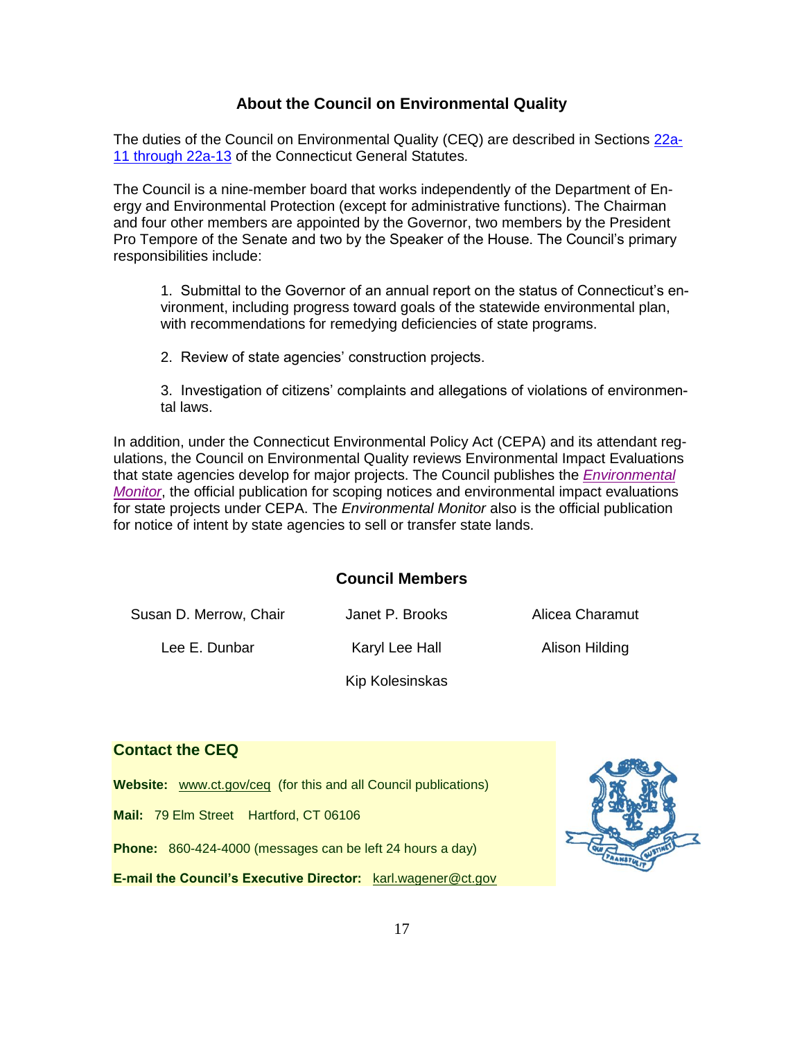## About the Council on Environmental Quality

The duties of the Council on Environmental Quality (CEQ) are described in Sections 22a-11 through 22a-13 of the Connecticut General Statutes.

The Council is a nine-member board that works independently of the Department of Energy and Environmental Protection (except for administrative functions). The Chairman and four other members are appointed by the Governor, two members by the President Pro Tempore of the Senate and two by the Speaker of the House. The Council's primary responsibilities include:

1. Submittal to the Governor of an annual report on the status of Connecticut's environment, including progress toward goals of the statewide environmental plan, with recommendations for remedying deficiencies of state programs.

2. Review of state agencies' construction projects.

3. Investigation of citizens' complaints and allegations of violations of environmental laws.

In addition, under the Connecticut Environmental Policy Act (CEPA) and its attendant regulations, the Council on Environmental Quality reviews Environmental Impact Evaluations that state agencies develop for major projects. The Council publishes the *Environmental Monitor*, the official publication for scoping notices and environmental impact evaluations for state projects under CEPA. The *Environmental Monitor* also is the official publication for notice of intent by state agencies to sell or transfer state lands.

### Council Members

Susan D. Merrow, Chair

Janet P. Brooks

Alicea Charamut

Lee E. Dunbar

Karyl Lee Hall

Alison Hilding

Kip Kolesinskas

### Contact the CEQ

**Website:** www.ct.gov/ceq (for this and all Council publications)

**Mail:** 79 Elm Street Hartford, CT 06106

**Phone:** 860-424-4000 (messages can be left 24 hours a day)

**E-mail the Council's Executive Director:** karl.wagener@ct.gov